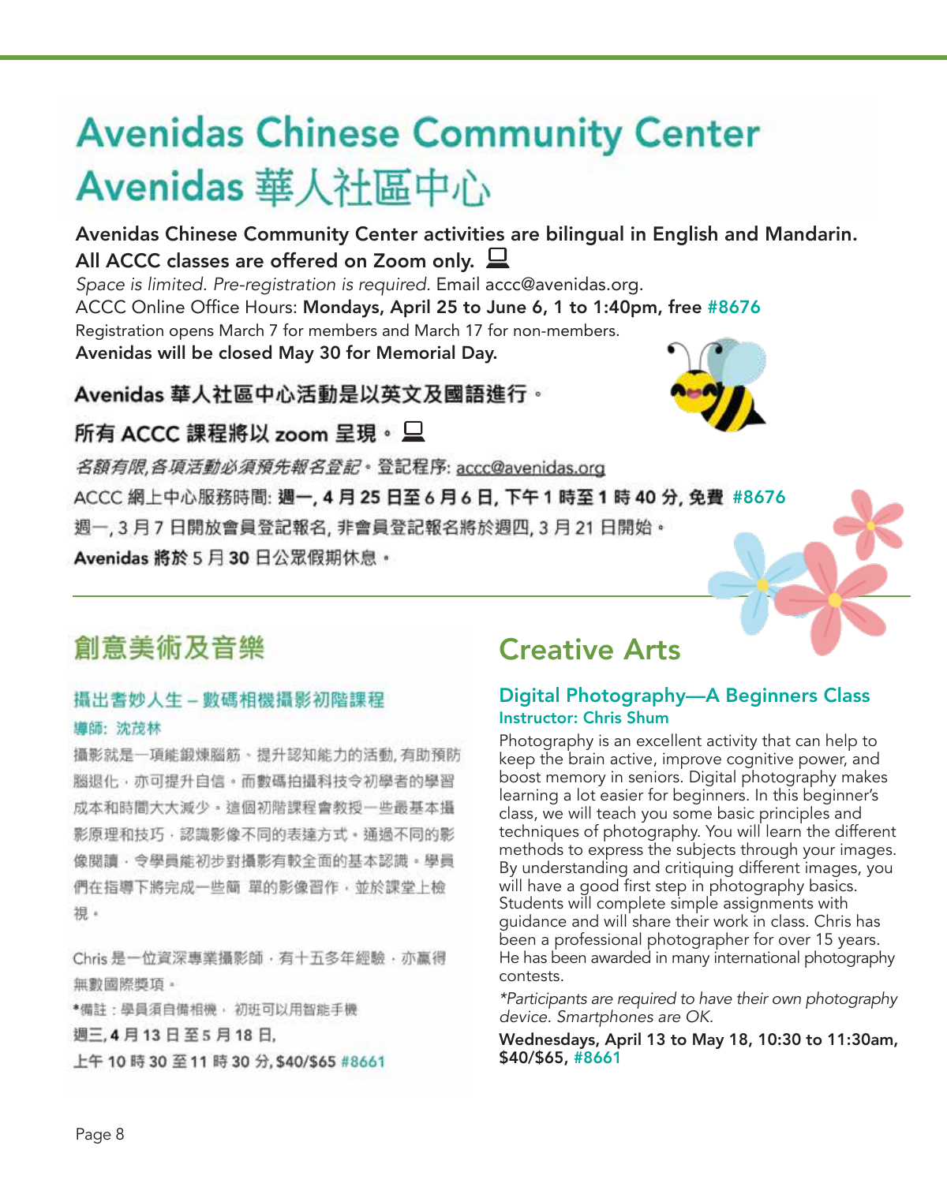# Avenidas Chinese Community Center
# Avenidas 華人社區中心

**Avenidas Chinese Community Center activities are bilingual in English and Mandarin.**
**All ACCC classes are offered on Zoom only.**
*Space is limited. Pre-registration is required.* Email accc@avenidas.org.
ACCC Online Office Hours: **Mondays, April 25 to June 6, 1 to 1:40pm, free #8676**
Registration opens March 7 for members and March 17 for non-members.
**Avenidas will be closed May 30 for Memorial Day.**

**Avenidas 華人社區中心活動是以英文及國語進行。**

**所有 ACCC 課程將以 zoom 呈現。**

*名額有限,各項活動必須預先報名登記*。登記程序: accc@avenidas.org

ACCC 網上中心服務時間: **週一, 4 月 25 日至 6 月 6 日, 下午 1 時至 1 時 40 分, 免費 #8676**

週一, 3 月 7 日開放會員登記報名, 非會員登記報名將於週四, 3 月 21 日開始。

**Avenidas** 將於 5 月 30 日公眾假期休息。

## 創意美術及音樂

### 攝出奇妙人生 – 數碼相機攝影初階課程

**導師: 沈茂林**

攝影就是一項能鍛煉腦筋、提升認知能力的活動, 有助預防腦退化, 亦可提升自信。而數碼拍攝科技令初學者的學習成本和時間大大減少。這個初階課程會教授一些最基本攝影原理和技巧, 認識影像不同的表達方式。通過不同的影像閱讀, 令學員能初步對攝影有較全面的基本認識。學員們在指導下將完成一些簡 單的影像習作, 並於課堂上檢視。

Chris 是一位資深專業攝影師, 有十五多年經驗, 亦赢得無數國際獎項。

*備註 : 學員須自備相機, 初班可以用智能手機

**週三, 4 月 13 日至 5 月 18 日,**
**上午 10 時 30 至 11 時 30 分, $40/$65 #8661**

## Creative Arts

### Digital Photography—A Beginners Class

**Instructor: Chris Shum**

Photography is an excellent activity that can help to keep the brain active, improve cognitive power, and boost memory in seniors. Digital photography makes learning a lot easier for beginners. In this beginner's class, we will teach you some basic principles and techniques of photography. You will learn the different methods to express the subjects through your images. By understanding and critiquing different images, you will have a good first step in photography basics. Students will complete simple assignments with guidance and will share their work in class. Chris has been a professional photographer for over 15 years. He has been awarded in many international photography contests.

*\*Participants are required to have their own photography device. Smartphones are OK.*

**Wednesdays, April 13 to May 18, 10:30 to 11:30am, $40/$65, #8661**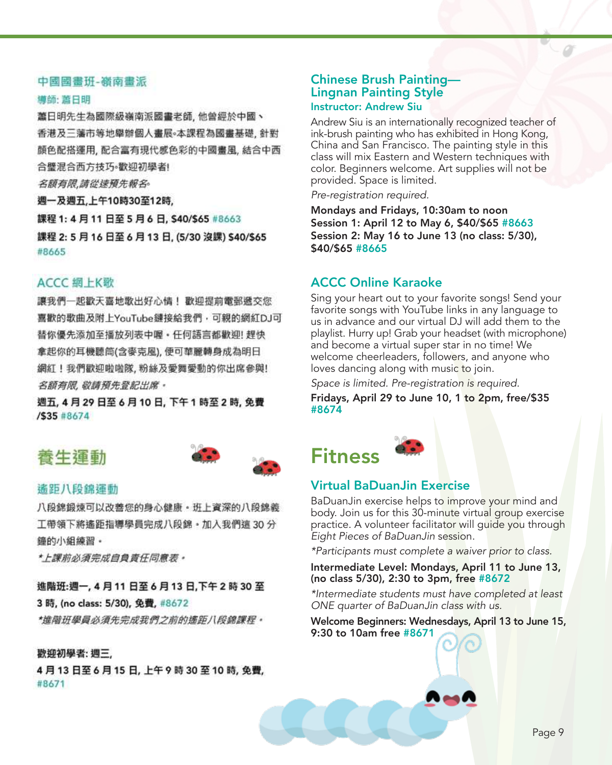### 中國國畫班-嶺南畫派

導師: 蕭日明

蕭日明先生為國際級嶺南派國畫老師, 他曾經於中國、香港及三藩市等地舉辦個人畫展。本課程為國畫基礎, 針對顏色配搭運用, 配合富有現代感色彩的中國畫風, 結合中西合璧混合西方技巧。歡迎初學者!

*名額有限,請從速預先報名。*

**週一及週五,上午10時30至12時,**

**課程 1: 4 月 11 日至 5 月 6 日, $40/$65** #8663

**課程 2: 5 月 16 日至 6 月 13 日, (5/30 沒課) $40/$65** #8665

### ACCC 網上K歌

讓我們一起歡天喜地歌出好心情！ 歡迎提前電郵遞交您喜歡的歌曲及附上YouTube鏈接給我們，可親的網紅DJ可替你優先添加至播放列表中喔。任何語言都歡迎! 趕快拿起你的耳機聽筒(含麥克風), 便可華麗轉身成為明日網紅！我們歡迎啦啦隊, 粉絲及愛舞愛動的你出席參與!

*名額有限, 敬請預先登記出席。*

**週五, 4 月 29 日至 6 月 10 日, 下午 1 時至 2 時, 免費 /$35** #8674

## 養生運動

### 遙距八段錦運動

八段錦鍛煉可以改善您的身心健康。班上資深的八段錦義工帶領下將遙距指導學員完成八段錦。加入我們這 30 分鐘的小組練習。

*\*上課前必須完成自負責任同意表。*

**進階班:週一, 4 月 11 日至 6 月 13 日,下午 2 時 30 至 3 時, (no class: 5/30), 免費,** #8672

*\*進階班學員必須先完成我們之前的遙距八段錦課程。*

**歡迎初學者: 週三,**

**4 月 13 日至 6 月 15 日, 上午 9 時 30 至 10 時, 免費,** #8671

### Chinese Brush Painting— Lingnan Painting Style

**Instructor: Andrew Siu**

Andrew Siu is an internationally recognized teacher of ink-brush painting who has exhibited in Hong Kong, China and San Francisco. The painting style in this class will mix Eastern and Western techniques with color. Beginners welcome. Art supplies will not be provided. Space is limited.

*Pre-registration required.*

**Mondays and Fridays, 10:30am to noon**
**Session 1: April 12 to May 6, $40/$65** #8663
**Session 2: May 16 to June 13 (no class: 5/30), $40/$65** #8665

### ACCC Online Karaoke

Sing your heart out to your favorite songs! Send your favorite songs with YouTube links in any language to us in advance and our virtual DJ will add them to the playlist. Hurry up! Grab your headset (with microphone) and become a virtual super star in no time! We welcome cheerleaders, followers, and anyone who loves dancing along with music to join.

*Space is limited. Pre-registration is required.*

**Fridays, April 29 to June 10, 1 to 2pm, free/$35** #8674

## Fitness

### Virtual BaDuanJin Exercise

BaDuanJin exercise helps to improve your mind and body. Join us for this 30-minute virtual group exercise practice. A volunteer facilitator will guide you through *Eight Pieces of BaDuanJin* session.

*\*Participants must complete a waiver prior to class.*

**Intermediate Level: Mondays, April 11 to June 13, (no class 5/30), 2:30 to 3pm, free** #8672

*\*Intermediate students must have completed at least ONE quarter of BaDuanJin class with us.*

**Welcome Beginners: Wednesdays, April 13 to June 15, 9:30 to 10am free** #8671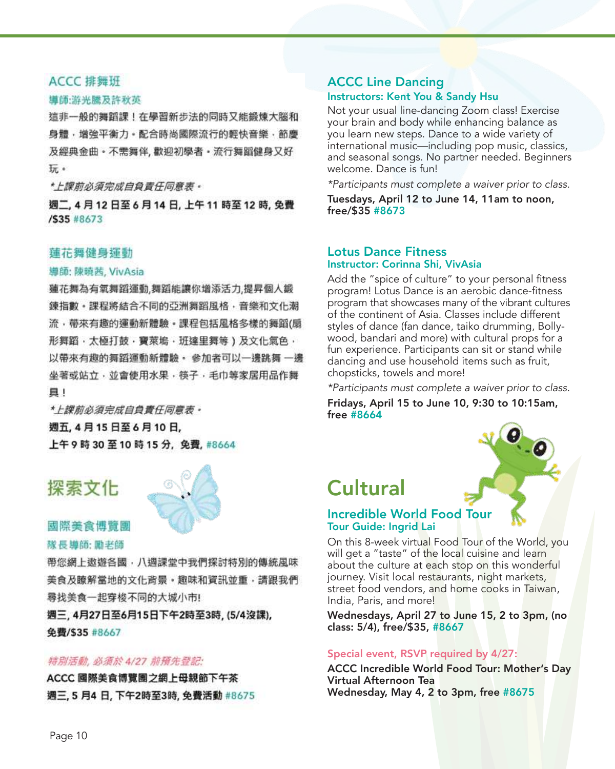## ACCC 排舞班

**導師:游光騰及許秋英**

這非一般的舞蹈課！在學習新步法的同時又能鍛煉大腦和身體，增強平衡力。配合時尚國際流行的輕快音樂，節慶及經典金曲。不需舞伴, 歡迎初學者。流行舞蹈健身又好玩。

*\*上課前必須完成自負責任同意表。*

**週二, 4 月 12 日至 6 月 14 日, 上午 11 時至 12 時, 免費 /$35** #8673

## 蓮花舞健身運動

**導師: 陳曉茜, VivAsia**

蓮花舞為有氧舞蹈運動,舞蹈能讓你增添活力,提昇個人鍛鍊指數。課程將結合不同的亞洲舞蹈風格，音樂和文化潮流，帶來有趣的運動新體驗。課程包括風格多樣的舞蹈(扇形舞蹈，太極打鼓，寶萊塢，班達里舞等）及文化氣色，以帶來有趣的舞蹈運動新體驗。 參加者可以一邊跳舞 一邊坐著或站立，並會使用水果，筷子，毛巾等家居用品作舞具！

*\*上課前必須完成自負責任同意表。*

**週五, 4 月 15 日至 6 月 10 日,**
**上午 9 時 30 至 10 時 15 分, 免費,** #8664

# 探索文化

## 國際美食博覽團

**隊長導師: 勵老師**

帶您網上遨遊各國，八週課堂中我們探討特別的傳統風味美食及瞭解當地的文化背景。趣味和資訊並重，請跟我們尋找美食一起穿梭不同的大城小市!

**週三, 4月27日至6月15日下午2時至3時, (5/4沒課), 免費/$35** #8667

*特別活動, 必須於 4/27 前預先登記:*

**ACCC 國際美食博覽團之網上母親節下午茶**
**週三, 5 月4 日, 下午2時至3時, 免費活動** #8675

## ACCC Line Dancing

**Instructors: Kent You & Sandy Hsu**

Not your usual line-dancing Zoom class! Exercise your brain and body while enhancing balance as you learn new steps. Dance to a wide variety of international music—including pop music, classics, and seasonal songs. No partner needed. Beginners welcome. Dance is fun!

*\*Participants must complete a waiver prior to class.*

**Tuesdays, April 12 to June 14, 11am to noon, free/$35** #8673

## Lotus Dance Fitness

**Instructor: Corinna Shi, VivAsia**

Add the "spice of culture" to your personal fitness program! Lotus Dance is an aerobic dance-fitness program that showcases many of the vibrant cultures of the continent of Asia. Classes include different styles of dance (fan dance, taiko drumming, Bollywood, bandari and more) with cultural props for a fun experience. Participants can sit or stand while dancing and use household items such as fruit, chopsticks, towels and more!

*\*Participants must complete a waiver prior to class.*

**Fridays, April 15 to June 10, 9:30 to 10:15am, free** #8664

# Cultural

## Incredible World Food Tour

**Tour Guide: Ingrid Lai**

On this 8-week virtual Food Tour of the World, you will get a "taste" of the local cuisine and learn about the culture at each stop on this wonderful journey. Visit local restaurants, night markets, street food vendors, and home cooks in Taiwan, India, Paris, and more!

**Wednesdays, April 27 to June 15, 2 to 3pm, (no class: 5/4), free/$35,** #8667

Special event, RSVP required by 4/27:

**ACCC Incredible World Food Tour: Mother's Day Virtual Afternoon Tea**
**Wednesday, May 4, 2 to 3pm, free** #8675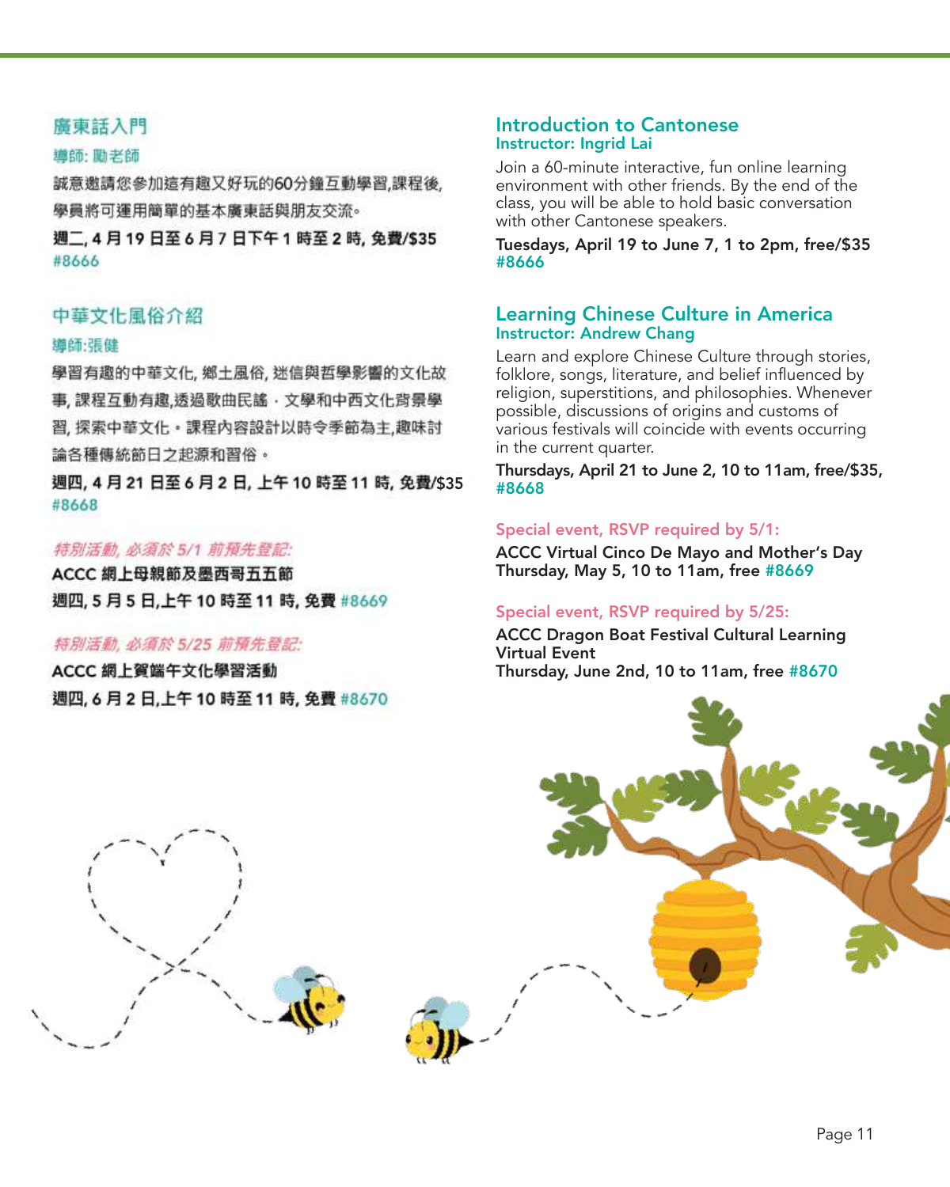## 廣東話入門

導師: 勵老師

誠意邀請您參加這有趣又好玩的60分鐘互動學習,課程後,學員將可運用簡單的基本廣東話與朋友交流。

**週二, 4 月 19 日至 6 月 7 日下午 1 時至 2 時, 免費/$35**
#8666

## 中華文化風俗介紹

導師:張健

學習有趣的中華文化, 鄉土風俗, 迷信與哲學影響的文化故事, 課程互動有趣,透過歌曲民謠・文學和中西文化背景學習, 探索中華文化。課程內容設計以時令季節為主,趣味討論各種傳統節日之起源和習俗。

**週四, 4 月 21 日至 6 月 2 日, 上午 10 時至 11 時, 免費/$35**
#8668

*特別活動, 必須於 5/1 前預先登記:*

**ACCC 網上母親節及墨西哥五五節**
**週四, 5 月 5 日,上午 10 時至 11 時, 免費** #8669

*特別活動, 必須於 5/25 前預先登記:*

**ACCC 網上賀端午文化學習活動**
**週四, 6 月 2 日,上午 10 時至 11 時, 免費** #8670

## Introduction to Cantonese

Instructor: Ingrid Lai

Join a 60-minute interactive, fun online learning environment with other friends. By the end of the class, you will be able to hold basic conversation with other Cantonese speakers.

**Tuesdays, April 19 to June 7, 1 to 2pm, free/$35**
#8666

## Learning Chinese Culture in America

Instructor: Andrew Chang

Learn and explore Chinese Culture through stories, folklore, songs, literature, and belief influenced by religion, superstitions, and philosophies. Whenever possible, discussions of origins and customs of various festivals will coincide with events occurring in the current quarter.

**Thursdays, April 21 to June 2, 10 to 11am, free/$35,**
#8668

Special event, RSVP required by 5/1:

**ACCC Virtual Cinco De Mayo and Mother's Day**
**Thursday, May 5, 10 to 11am, free** #8669

Special event, RSVP required by 5/25:

**ACCC Dragon Boat Festival Cultural Learning Virtual Event**
**Thursday, June 2nd, 10 to 11am, free** #8670